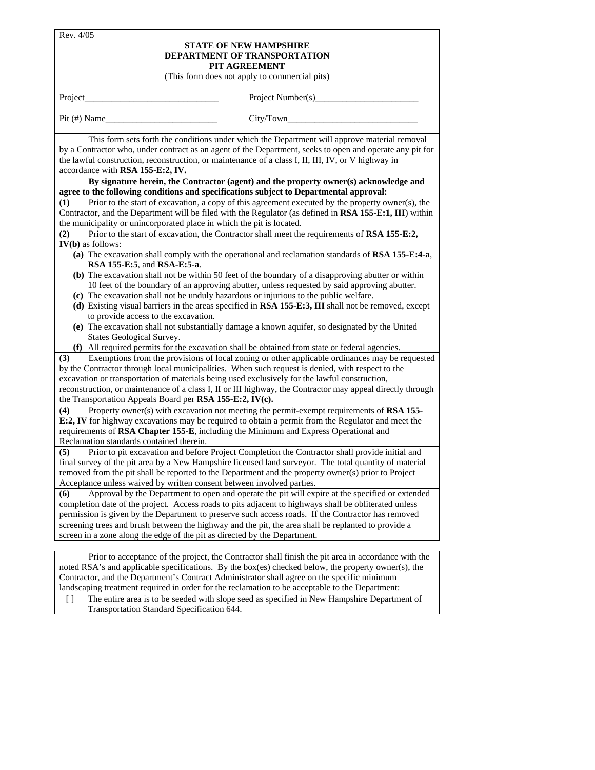Rev. 4/05

**STATE OF NEW HAMPSHIRE**
**DEPARTMENT OF TRANSPORTATION**
**PIT AGREEMENT**
(This form does not apply to commercial pits)

Project______________________________ Project Number(s)_______________________

Pit (#) Name_________________________ City/Town_____________________________

This form sets forth the conditions under which the Department will approve material removal by a Contractor who, under contract as an agent of the Department, seeks to open and operate any pit for the lawful construction, reconstruction, or maintenance of a class I, II, III, IV, or V highway in accordance with **RSA 155-E:2, IV.**

**By signature herein, the Contractor (agent) and the property owner(s) acknowledge and agree to the following conditions and specifications subject to Departmental approval:**

**(1)** Prior to the start of excavation, a copy of this agreement executed by the property owner(s), the Contractor, and the Department will be filed with the Regulator (as defined in **RSA 155-E:1, III**) within the municipality or unincorporated place in which the pit is located.

**(2)** Prior to the start of excavation, the Contractor shall meet the requirements of **RSA 155-E:2, IV(b)** as follows:

- **(a)** The excavation shall comply with the operational and reclamation standards of **RSA 155-E:4-a**, **RSA 155-E:5**, and **RSA-E:5-a**.
- **(b)** The excavation shall not be within 50 feet of the boundary of a disapproving abutter or within 10 feet of the boundary of an approving abutter, unless requested by said approving abutter.
- **(c)** The excavation shall not be unduly hazardous or injurious to the public welfare.
- **(d)** Existing visual barriers in the areas specified in **RSA 155-E:3, III** shall not be removed, except to provide access to the excavation.
- **(e)** The excavation shall not substantially damage a known aquifer, so designated by the United States Geological Survey.
- **(f)** All required permits for the excavation shall be obtained from state or federal agencies.

**(3)** Exemptions from the provisions of local zoning or other applicable ordinances may be requested by the Contractor through local municipalities. When such request is denied, with respect to the excavation or transportation of materials being used exclusively for the lawful construction, reconstruction, or maintenance of a class I, II or III highway, the Contractor may appeal directly through the Transportation Appeals Board per **RSA 155-E:2, IV(c).**

**(4)** Property owner(s) with excavation not meeting the permit-exempt requirements of **RSA 155-E:2, IV** for highway excavations may be required to obtain a permit from the Regulator and meet the requirements of **RSA Chapter 155-E**, including the Minimum and Express Operational and Reclamation standards contained therein.

**(5)** Prior to pit excavation and before Project Completion the Contractor shall provide initial and final survey of the pit area by a New Hampshire licensed land surveyor. The total quantity of material removed from the pit shall be reported to the Department and the property owner(s) prior to Project Acceptance unless waived by written consent between involved parties.

**(6)** Approval by the Department to open and operate the pit will expire at the specified or extended completion date of the project. Access roads to pits adjacent to highways shall be obliterated unless permission is given by the Department to preserve such access roads. If the Contractor has removed screening trees and brush between the highway and the pit, the area shall be replanted to provide a screen in a zone along the edge of the pit as directed by the Department.

Prior to acceptance of the project, the Contractor shall finish the pit area in accordance with the noted RSA's and applicable specifications. By the box(es) checked below, the property owner(s), the Contractor, and the Department's Contract Administrator shall agree on the specific minimum landscaping treatment required in order for the reclamation to be acceptable to the Department:

[ ] The entire area is to be seeded with slope seed as specified in New Hampshire Department of Transportation Standard Specification 644.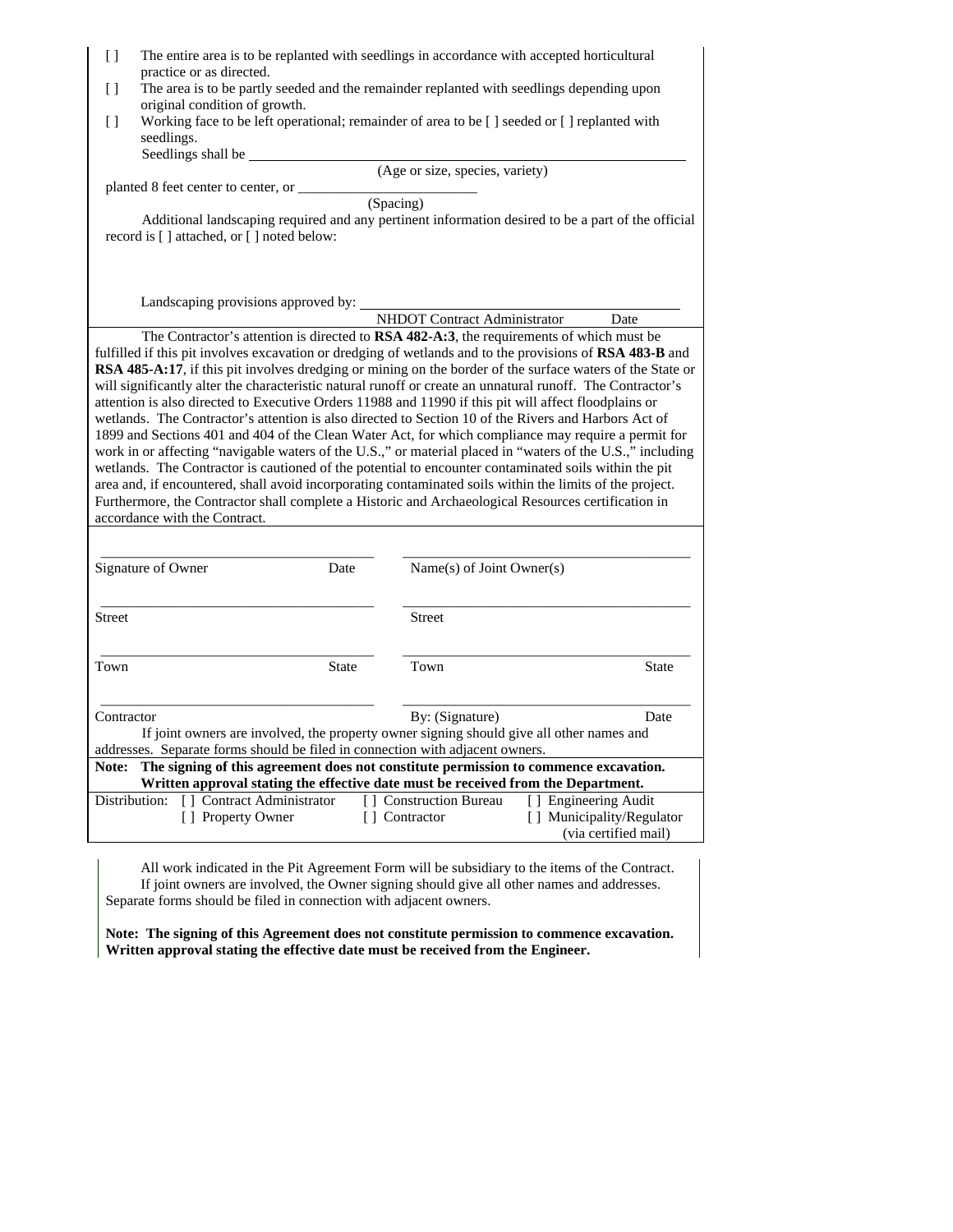[ ] The entire area is to be replanted with seedlings in accordance with accepted horticultural practice or as directed.

[ ] The area is to be partly seeded and the remainder replanted with seedlings depending upon original condition of growth.

[ ] Working face to be left operational; remainder of area to be [ ] seeded or [ ] replanted with seedlings.

Seedlings shall be ______________________________________________
(Age or size, species, variety)

planted 8 feet center to center, or _________________________
(Spacing)

Additional landscaping required and any pertinent information desired to be a part of the official record is [ ] attached, or [ ] noted below:

Landscaping provisions approved by: ______________________________________
NHDOT Contract Administrator Date

The Contractor's attention is directed to **RSA 482-A:3**, the requirements of which must be fulfilled if this pit involves excavation or dredging of wetlands and to the provisions of **RSA 483-B** and **RSA 485-A:17**, if this pit involves dredging or mining on the border of the surface waters of the State or will significantly alter the characteristic natural runoff or create an unnatural runoff. The Contractor's attention is also directed to Executive Orders 11988 and 11990 if this pit will affect floodplains or wetlands. The Contractor's attention is also directed to Section 10 of the Rivers and Harbors Act of 1899 and Sections 401 and 404 of the Clean Water Act, for which compliance may require a permit for work in or affecting "navigable waters of the U.S.," or material placed in "waters of the U.S.," including wetlands. The Contractor is cautioned of the potential to encounter contaminated soils within the pit area and, if encountered, shall avoid incorporating contaminated soils within the limits of the project. Furthermore, the Contractor shall complete a Historic and Archaeological Resources certification in accordance with the Contract.

| | |
|---|---|
| ______________________________ | ______________________________ |
| Signature of Owner Date | Name(s) of Joint Owner(s) |
| ______________________________ | ______________________________ |
| Street | Street |
| ______________________________ | ______________________________ |
| Town State | Town State |
| ______________________________ | ______________________________ |
| Contractor | By: (Signature) Date |

If joint owners are involved, the property owner signing should give all other names and addresses. Separate forms should be filed in connection with adjacent owners.

**Note: The signing of this agreement does not constitute permission to commence excavation. Written approval stating the effective date must be received from the Department.**

| | | | |
|---|---|---|---|
| Distribution: | [ ] Contract Administrator | [ ] Construction Bureau | [ ] Engineering Audit |
| | [ ] Property Owner | [ ] Contractor | [ ] Municipality/Regulator (via certified mail) |

All work indicated in the Pit Agreement Form will be subsidiary to the items of the Contract.

If joint owners are involved, the Owner signing should give all other names and addresses. Separate forms should be filed in connection with adjacent owners.

**Note: The signing of this Agreement does not constitute permission to commence excavation. Written approval stating the effective date must be received from the Engineer.**